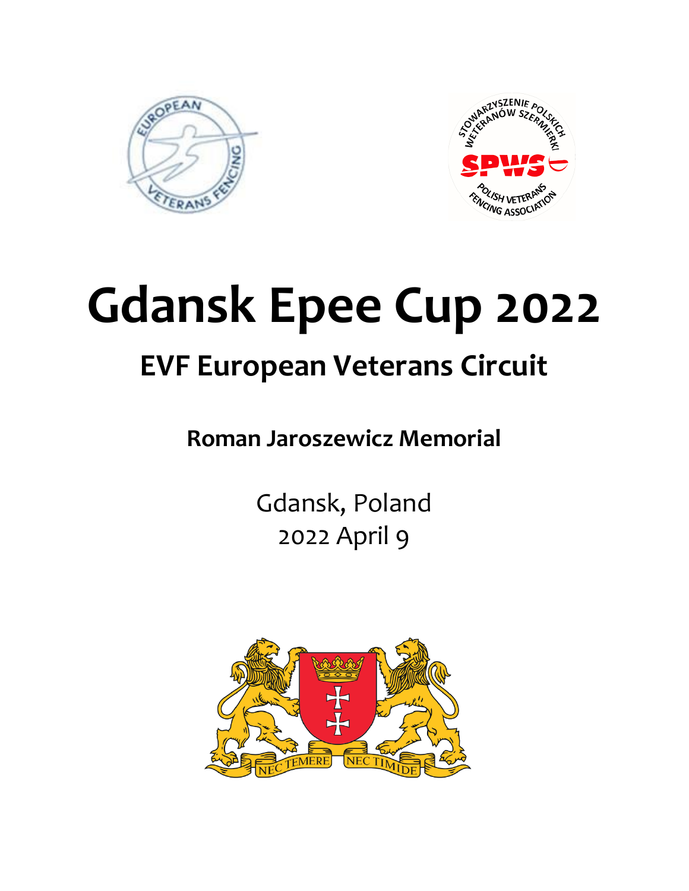# Gdansk Epee Cup 2022

## EVF European Veterans Circuit

**Roman Jaroszewicz Memorial**

Gdansk, Poland
2022 April 9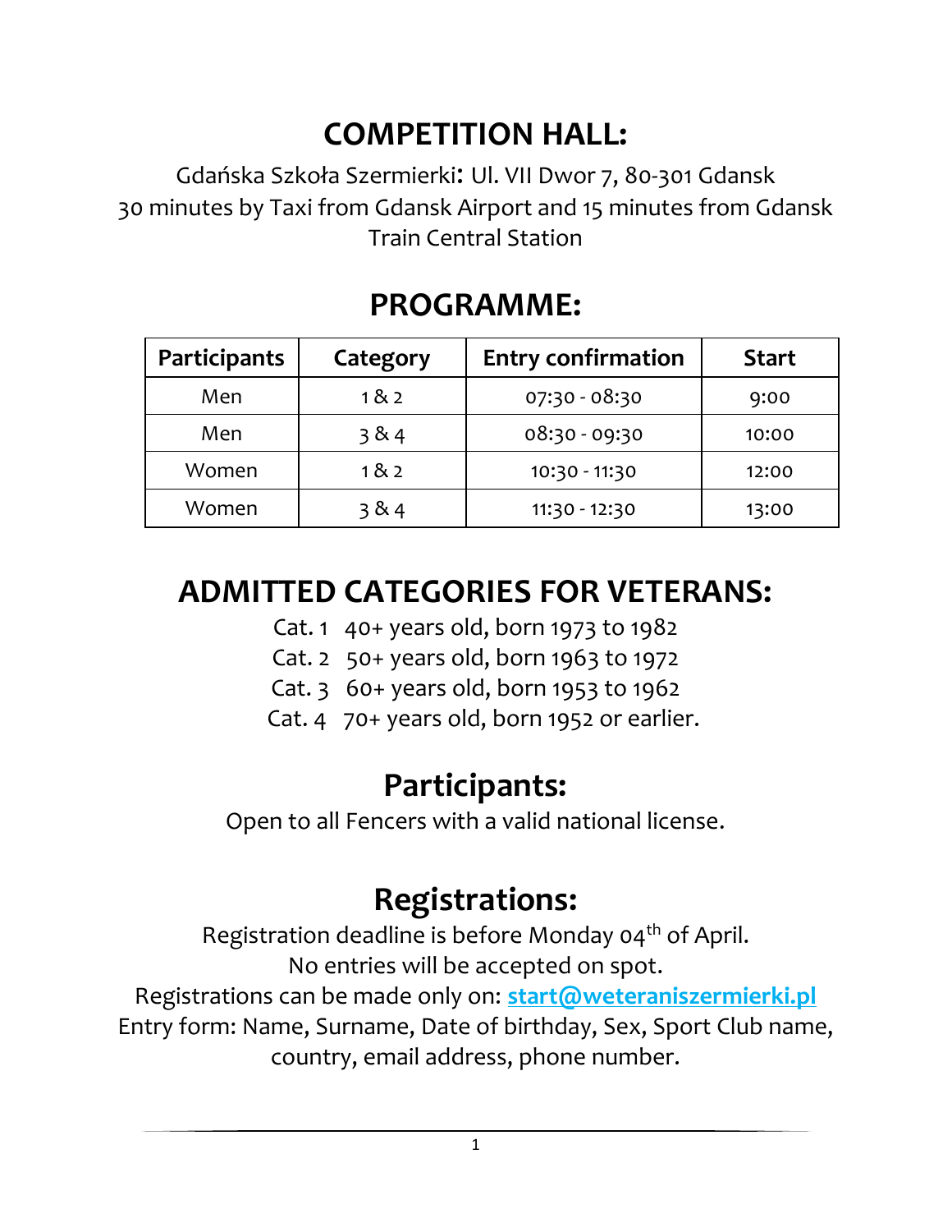# COMPETITION HALL:

Gdańska Szkoła Szermierki: Ul. VII Dwor 7, 80-301 Gdansk
30 minutes by Taxi from Gdansk Airport and 15 minutes from Gdansk Train Central Station

# PROGRAMME:

| Participants | Category | Entry confirmation | Start |
|---|---|---|---|
| Men | 1 & 2 | 07:30 - 08:30 | 9:00 |
| Men | 3 & 4 | 08:30 - 09:30 | 10:00 |
| Women | 1 & 2 | 10:30 - 11:30 | 12:00 |
| Women | 3 & 4 | 11:30 - 12:30 | 13:00 |

# ADMITTED CATEGORIES FOR VETERANS:

Cat. 1 40+ years old, born 1973 to 1982
Cat. 2 50+ years old, born 1963 to 1972
Cat. 3 60+ years old, born 1953 to 1962
Cat. 4 70+ years old, born 1952 or earlier.

# Participants:

Open to all Fencers with a valid national license.

# Registrations:

Registration deadline is before Monday 04th of April.
No entries will be accepted on spot.
Registrations can be made only on: **start@weteraniszermierki.pl**
Entry form: Name, Surname, Date of birthday, Sex, Sport Club name, country, email address, phone number.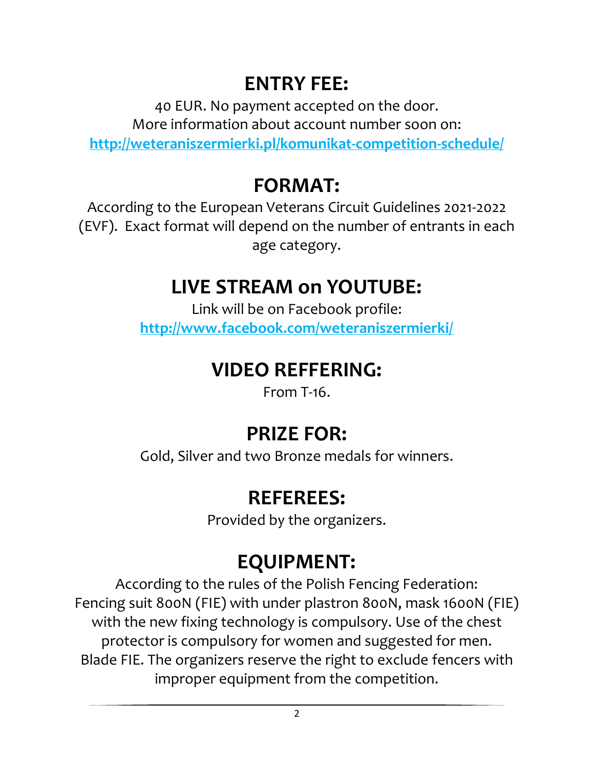## ENTRY FEE:

40 EUR. No payment accepted on the door.
More information about account number soon on:
**[http://weteraniszermierki.pl/komunikat-competition-schedule/](http://weteraniszermierki.pl/komunikat-competition-schedule/)**

## FORMAT:

According to the European Veterans Circuit Guidelines 2021-2022 (EVF). Exact format will depend on the number of entrants in each age category.

## LIVE STREAM on YOUTUBE:

Link will be on Facebook profile:
**[http://www.facebook.com/weteraniszermierki/](http://www.facebook.com/weteraniszermierki/)**

## VIDEO REFFERING:

From T-16.

## PRIZE FOR:

Gold, Silver and two Bronze medals for winners.

## REFEREES:

Provided by the organizers.

## EQUIPMENT:

According to the rules of the Polish Fencing Federation:
Fencing suit 800N (FIE) with under plastron 800N, mask 1600N (FIE) with the new fixing technology is compulsory. Use of the chest protector is compulsory for women and suggested for men.
Blade FIE. The organizers reserve the right to exclude fencers with improper equipment from the competition.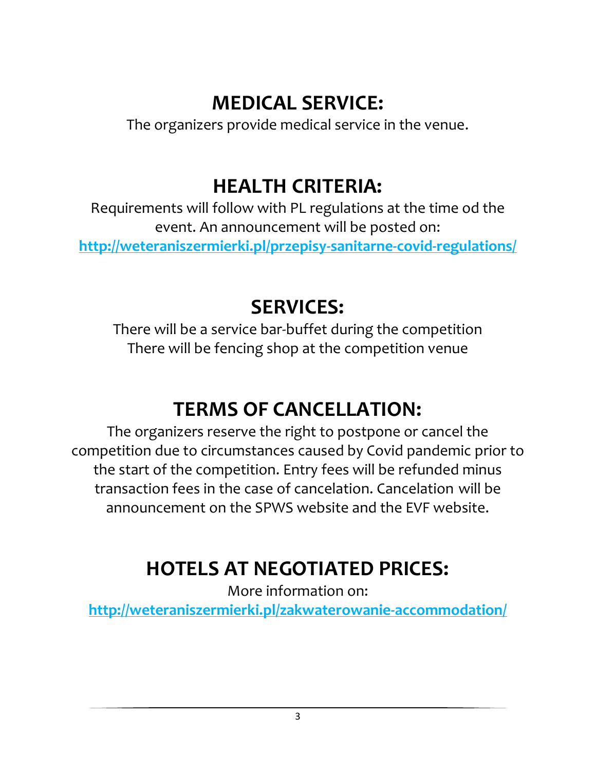## MEDICAL SERVICE:

The organizers provide medical service in the venue.

## HEALTH CRITERIA:

Requirements will follow with PL regulations at the time od the event. An announcement will be posted on:
**http://weteraniszermierki.pl/przepisy-sanitarne-covid-regulations/**

## SERVICES:

There will be a service bar-buffet during the competition
There will be fencing shop at the competition venue

## TERMS OF CANCELLATION:

The organizers reserve the right to postpone or cancel the competition due to circumstances caused by Covid pandemic prior to the start of the competition. Entry fees will be refunded minus transaction fees in the case of cancelation. Cancelation will be announcement on the SPWS website and the EVF website.

## HOTELS AT NEGOTIATED PRICES:

More information on:
**http://weteraniszermierki.pl/zakwaterowanie-accommodation/**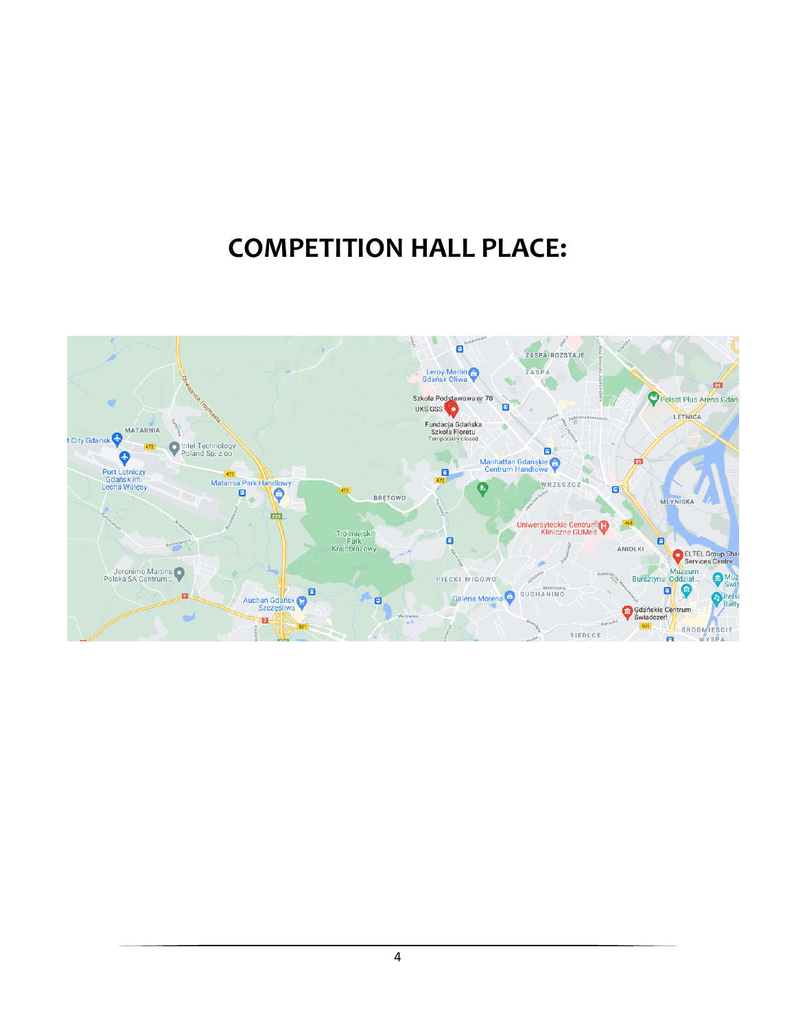# COMPETITION HALL PLACE: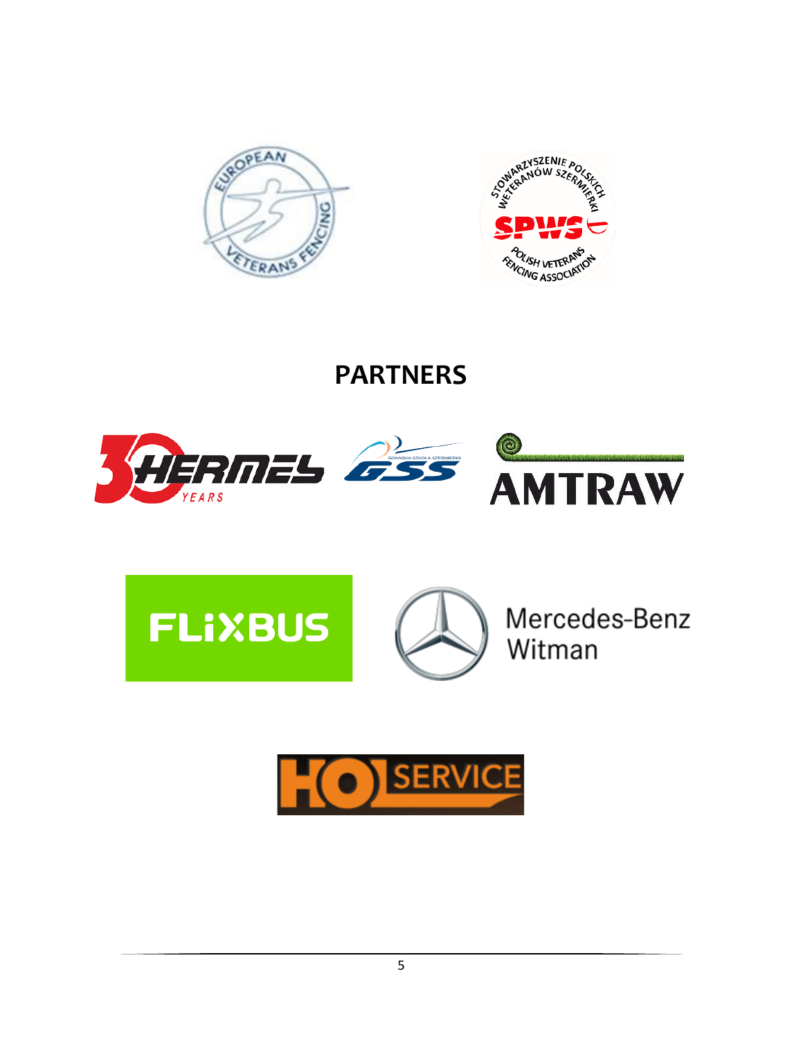## PARTNERS